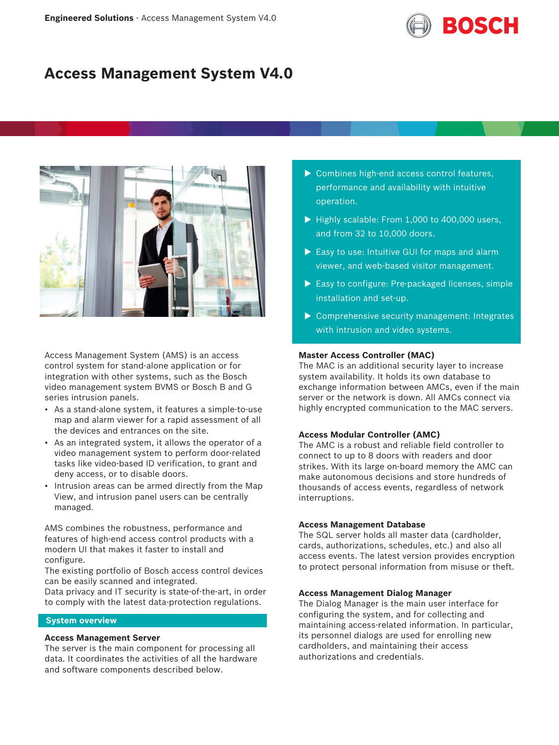# Access Management System V4.0

- Combines high-end access control features, performance and availability with intuitive operation.
- Highly scalable: From 1,000 to 400,000 users, and from 32 to 10,000 doors.
- Easy to use: Intuitive GUI for maps and alarm viewer, and web-based visitor management.
- Easy to configure: Pre-packaged licenses, simple installation and set-up.
- Comprehensive security management: Integrates with intrusion and video systems.

Access Management System (AMS) is an access control system for stand-alone application or for integration with other systems, such as the Bosch video management system BVMS or Bosch B and G series intrusion panels.

- As a stand-alone system, it features a simple-to-use map and alarm viewer for a rapid assessment of all the devices and entrances on the site.
- As an integrated system, it allows the operator of a video management system to perform door-related tasks like video-based ID verification, to grant and deny access, or to disable doors.
- Intrusion areas can be armed directly from the Map View, and intrusion panel users can be centrally managed.

AMS combines the robustness, performance and features of high-end access control products with a modern UI that makes it faster to install and configure.
The existing portfolio of Bosch access control devices can be easily scanned and integrated.
Data privacy and IT security is state-of-the-art, in order to comply with the latest data-protection regulations.

## System overview

### Access Management Server

The server is the main component for processing all data. It coordinates the activities of all the hardware and software components described below.

### Master Access Controller (MAC)

The MAC is an additional security layer to increase system availability. It holds its own database to exchange information between AMCs, even if the main server or the network is down. All AMCs connect via highly encrypted communication to the MAC servers.

### Access Modular Controller (AMC)

The AMC is a robust and reliable field controller to connect to up to 8 doors with readers and door strikes. With its large on-board memory the AMC can make autonomous decisions and store hundreds of thousands of access events, regardless of network interruptions.

### Access Management Database

The SQL server holds all master data (cardholder, cards, authorizations, schedules, etc.) and also all access events. The latest version provides encryption to protect personal information from misuse or theft.

### Access Management Dialog Manager

The Dialog Manager is the main user interface for configuring the system, and for collecting and maintaining access-related information. In particular, its personnel dialogs are used for enrolling new cardholders, and maintaining their access authorizations and credentials.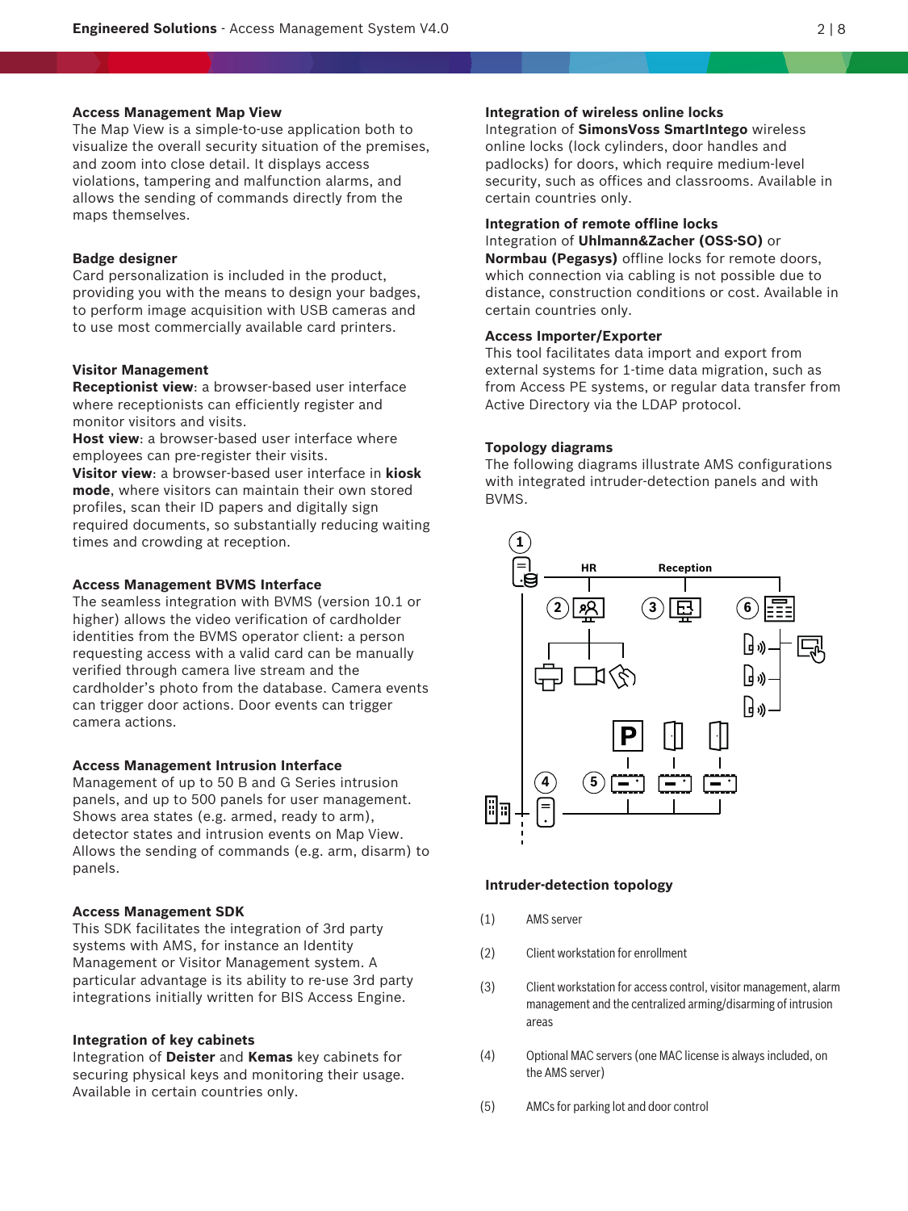### Access Management Map View

The Map View is a simple-to-use application both to visualize the overall security situation of the premises, and zoom into close detail. It displays access violations, tampering and malfunction alarms, and allows the sending of commands directly from the maps themselves.

### Badge designer

Card personalization is included in the product, providing you with the means to design your badges, to perform image acquisition with USB cameras and to use most commercially available card printers.

### Visitor Management

**Receptionist view**: a browser-based user interface where receptionists can efficiently register and monitor visitors and visits.
**Host view**: a browser-based user interface where employees can pre-register their visits.
**Visitor view**: a browser-based user interface in **kiosk mode**, where visitors can maintain their own stored profiles, scan their ID papers and digitally sign required documents, so substantially reducing waiting times and crowding at reception.

### Access Management BVMS Interface

The seamless integration with BVMS (version 10.1 or higher) allows the video verification of cardholder identities from the BVMS operator client: a person requesting access with a valid card can be manually verified through camera live stream and the cardholder's photo from the database. Camera events can trigger door actions. Door events can trigger camera actions.

### Access Management Intrusion Interface

Management of up to 50 B and G Series intrusion panels, and up to 500 panels for user management. Shows area states (e.g. armed, ready to arm), detector states and intrusion events on Map View. Allows the sending of commands (e.g. arm, disarm) to panels.

### Access Management SDK

This SDK facilitates the integration of 3rd party systems with AMS, for instance an Identity Management or Visitor Management system. A particular advantage is its ability to re-use 3rd party integrations initially written for BIS Access Engine.

### Integration of key cabinets

Integration of **Deister** and **Kemas** key cabinets for securing physical keys and monitoring their usage. Available in certain countries only.

### Integration of wireless online locks

Integration of **SimonsVoss SmartIntego** wireless online locks (lock cylinders, door handles and padlocks) for doors, which require medium-level security, such as offices and classrooms. Available in certain countries only.

### Integration of remote offline locks

Integration of **Uhlmann&Zacher (OSS-SO)** or **Normbau (Pegasys)** offline locks for remote doors, which connection via cabling is not possible due to distance, construction conditions or cost. Available in certain countries only.

### Access Importer/Exporter

This tool facilitates data import and export from external systems for 1-time data migration, such as from Access PE systems, or regular data transfer from Active Directory via the LDAP protocol.

### Topology diagrams

The following diagrams illustrate AMS configurations with integrated intruder-detection panels and with BVMS.

### Intruder-detection topology

(1) AMS server

(2) Client workstation for enrollment

(3) Client workstation for access control, visitor management, alarm management and the centralized arming/disarming of intrusion areas

(4) Optional MAC servers (one MAC license is always included, on the AMS server)

(5) AMCs for parking lot and door control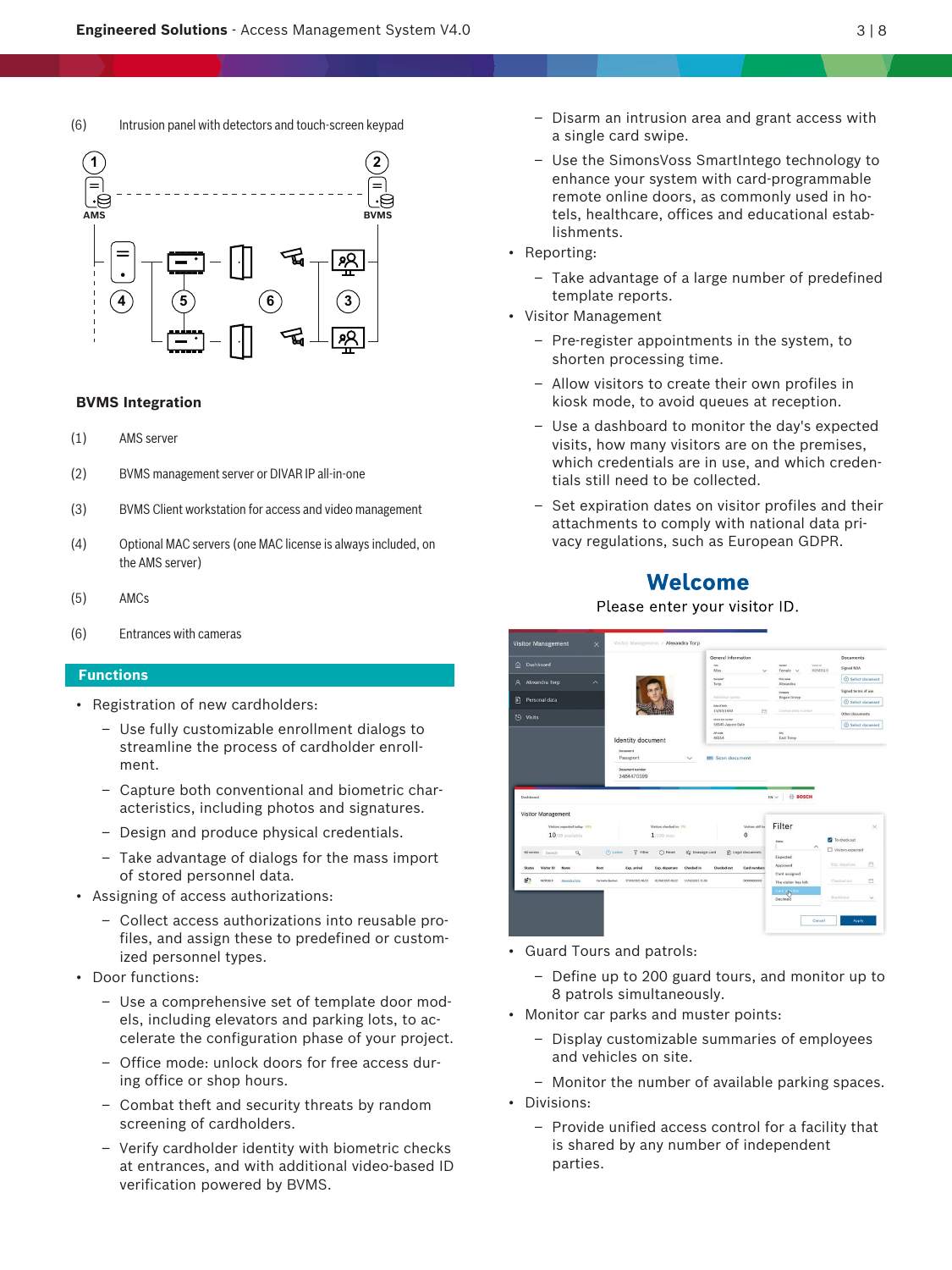(6) Intrusion panel with detectors and touch-screen keypad

### BVMS Integration

(1) AMS server

(2) BVMS management server or DIVAR IP all-in-one

(3) BVMS Client workstation for access and video management

(4) Optional MAC servers (one MAC license is always included, on the AMS server)

(5) AMCs

(6) Entrances with cameras

## Functions

- Registration of new cardholders:
  - Use fully customizable enrollment dialogs to streamline the process of cardholder enrollment.
  - Capture both conventional and biometric characteristics, including photos and signatures.
  - Design and produce physical credentials.
  - Take advantage of dialogs for the mass import of stored personnel data.
- Assigning of access authorizations:
  - Collect access authorizations into reusable profiles, and assign these to predefined or customized personnel types.
- Door functions:
  - Use a comprehensive set of template door models, including elevators and parking lots, to accelerate the configuration phase of your project.
  - Office mode: unlock doors for free access during office or shop hours.
  - Combat theft and security threats by random screening of cardholders.
  - Verify cardholder identity with biometric checks at entrances, and with additional video-based ID verification powered by BVMS.
  - Disarm an intrusion area and grant access with a single card swipe.
  - Use the SimonsVoss SmartIntego technology to enhance your system with card-programmable remote online doors, as commonly used in hotels, healthcare, offices and educational establishments.
- Reporting:
  - Take advantage of a large number of predefined template reports.
- Visitor Management
  - Pre-register appointments in the system, to shorten processing time.
  - Allow visitors to create their own profiles in kiosk mode, to avoid queues at reception.
  - Use a dashboard to monitor the day's expected visits, how many visitors are on the premises, which credentials are in use, and which credentials still need to be collected.
  - Set expiration dates on visitor profiles and their attachments to comply with national data privacy regulations, such as European GDPR.

**Welcome**

Please enter your visitor ID.

- Guard Tours and patrols:
  - Define up to 200 guard tours, and monitor up to 8 patrols simultaneously.
- Monitor car parks and muster points:
  - Display customizable summaries of employees and vehicles on site.
  - Monitor the number of available parking spaces.
- Divisions:
  - Provide unified access control for a facility that is shared by any number of independent parties.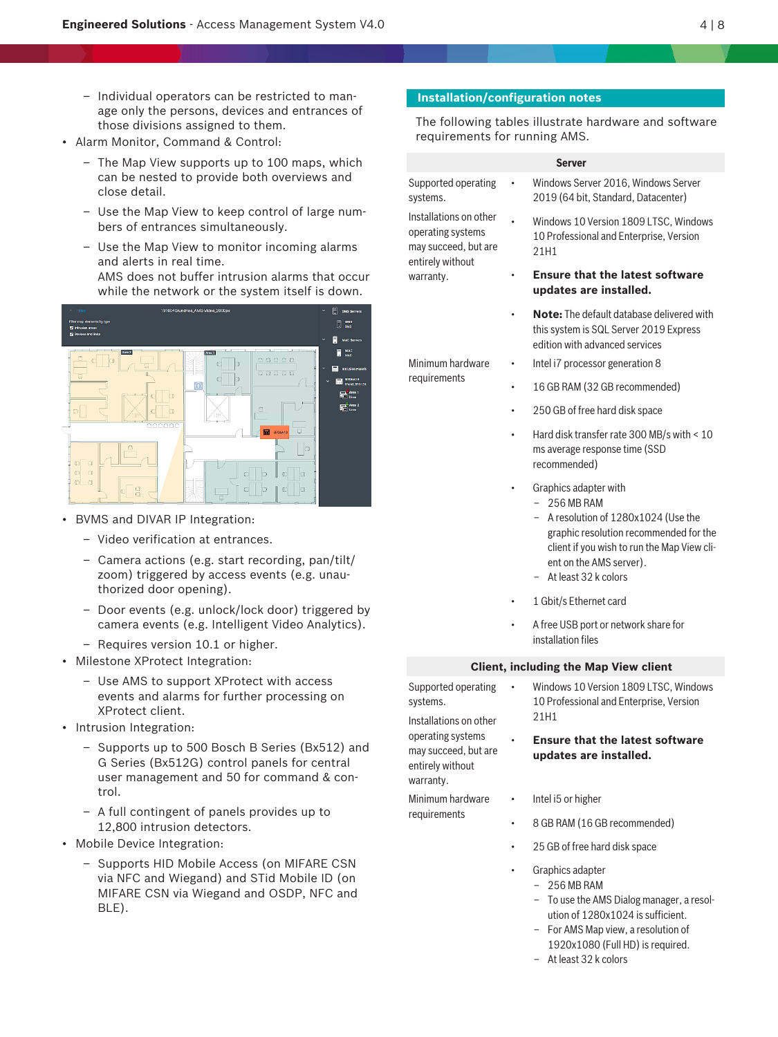- Individual operators can be restricted to manage only the persons, devices and entrances of those divisions assigned to them.
- Alarm Monitor, Command & Control:
  - The Map View supports up to 100 maps, which can be nested to provide both overviews and close detail.
  - Use the Map View to keep control of large numbers of entrances simultaneously.
  - Use the Map View to monitor incoming alarms and alerts in real time.
    AMS does not buffer intrusion alarms that occur while the network or the system itself is down.
- BVMS and DIVAR IP Integration:
  - Video verification at entrances.
  - Camera actions (e.g. start recording, pan/tilt/zoom) triggered by access events (e.g. unauthorized door opening).
  - Door events (e.g. unlock/lock door) triggered by camera events (e.g. Intelligent Video Analytics).
  - Requires version 10.1 or higher.
- Milestone XProtect Integration:
  - Use AMS to support XProtect with access events and alarms for further processing on XProtect client.
- Intrusion Integration:
  - Supports up to 500 Bosch B Series (Bx512) and G Series (Bx512G) control panels for central user management and 50 for command & control.
  - A full contingent of panels provides up to 12,800 intrusion detectors.
- Mobile Device Integration:
  - Supports HID Mobile Access (on MIFARE CSN via NFC and Wiegand) and STid Mobile ID (on MIFARE CSN via Wiegand and OSDP, NFC and BLE).

## Installation/configuration notes

The following tables illustrate hardware and software requirements for running AMS.

| Server | |
|---|---|
| Supported operating systems.<br>Installations on other operating systems may succeed, but are entirely without warranty. | • Windows Server 2016, Windows Server 2019 (64 bit, Standard, Datacenter)<br>• Windows 10 Version 1809 LTSC, Windows 10 Professional and Enterprise, Version 21H1<br>• **Ensure that the latest software updates are installed.**<br>• **Note:** The default database delivered with this system is SQL Server 2019 Express edition with advanced services |
| Minimum hardware requirements | • Intel i7 processor generation 8<br>• 16 GB RAM (32 GB recommended)<br>• 250 GB of free hard disk space<br>• Hard disk transfer rate 300 MB/s with < 10 ms average response time (SSD recommended)<br>• Graphics adapter with<br>  – 256 MB RAM<br>  – A resolution of 1280x1024 (Use the graphic resolution recommended for the client if you wish to run the Map View client on the AMS server).<br>  – At least 32 k colors<br>• 1 Gbit/s Ethernet card<br>• A free USB port or network share for installation files |

| Client, including the Map View client | |
|---|---|
| Supported operating systems.<br>Installations on other operating systems may succeed, but are entirely without warranty. | • Windows 10 Version 1809 LTSC, Windows 10 Professional and Enterprise, Version 21H1<br>• **Ensure that the latest software updates are installed.** |
| Minimum hardware requirements | • Intel i5 or higher<br>• 8 GB RAM (16 GB recommended)<br>• 25 GB of free hard disk space<br>• Graphics adapter<br>  – 256 MB RAM<br>  – To use the AMS Dialog manager, a resolution of 1280x1024 is sufficient.<br>  – For AMS Map view, a resolution of 1920x1080 (Full HD) is required.<br>  – At least 32 k colors |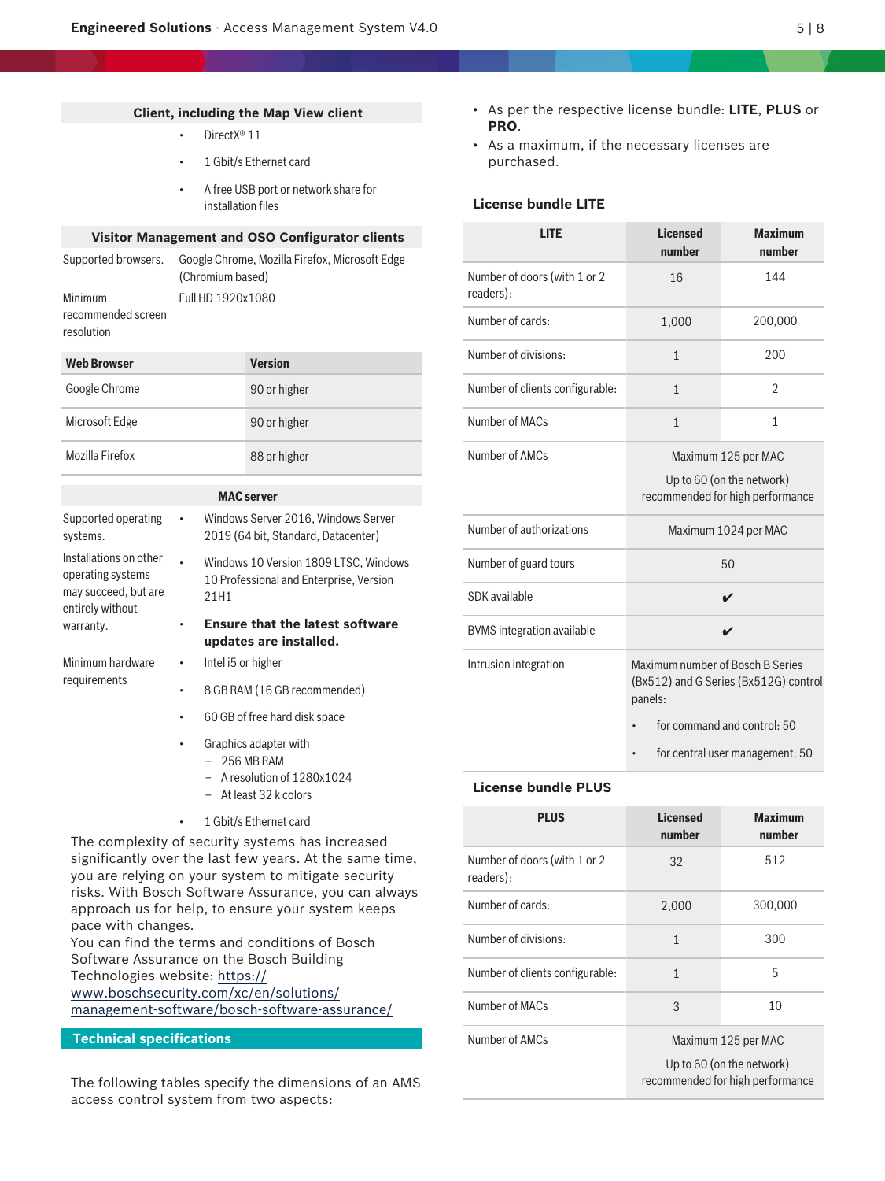| Client, including the Map View client | |
|---|---|
| | • DirectX® 11 |
| | • 1 Gbit/s Ethernet card |
| | • A free USB port or network share for installation files |

| Visitor Management and OSO Configurator clients | |
|---|---|
| Supported browsers. | Google Chrome, Mozilla Firefox, Microsoft Edge (Chromium based) |
| Minimum recommended screen resolution | Full HD 1920x1080 |

| Web Browser | Version |
|---|---|
| Google Chrome | 90 or higher |
| Microsoft Edge | 90 or higher |
| Mozilla Firefox | 88 or higher |

| MAC server | |
|---|---|
| Supported operating systems. | • Windows Server 2016, Windows Server 2019 (64 bit, Standard, Datacenter) |
| Installations on other operating systems may succeed, but are entirely without warranty. | • Windows 10 Version 1809 LTSC, Windows 10 Professional and Enterprise, Version 21H1 |
| | • **Ensure that the latest software updates are installed.** |
| Minimum hardware requirements | • Intel i5 or higher |
| | • 8 GB RAM (16 GB recommended) |
| | • 60 GB of free hard disk space |
| | • Graphics adapter with<br>– 256 MB RAM<br>– A resolution of 1280x1024<br>– At least 32 k colors |
| | • 1 Gbit/s Ethernet card |

The complexity of security systems has increased significantly over the last few years. At the same time, you are relying on your system to mitigate security risks. With Bosch Software Assurance, you can always approach us for help, to ensure your system keeps pace with changes.
You can find the terms and conditions of Bosch Software Assurance on the Bosch Building Technologies website: https://www.boschsecurity.com/xc/en/solutions/management-software/bosch-software-assurance/

## Technical specifications

The following tables specify the dimensions of an AMS access control system from two aspects:

- As per the respective license bundle: **LITE**, **PLUS** or **PRO**.
- As a maximum, if the necessary licenses are purchased.

### License bundle LITE

| LITE | Licensed number | Maximum number |
|---|---|---|
| Number of doors (with 1 or 2 readers): | 16 | 144 |
| Number of cards: | 1,000 | 200,000 |
| Number of divisions: | 1 | 200 |
| Number of clients configurable: | 1 | 2 |
| Number of MACs | 1 | 1 |
| Number of AMCs | Maximum 125 per MAC<br>Up to 60 (on the network) recommended for high performance | |
| Number of authorizations | Maximum 1024 per MAC | |
| Number of guard tours | 50 | |
| SDK available | ✔ | |
| BVMS integration available | ✔ | |
| Intrusion integration | Maximum number of Bosch B Series (Bx512) and G Series (Bx512G) control panels:<br>• for command and control: 50<br>• for central user management: 50 | |

### License bundle PLUS

| PLUS | Licensed number | Maximum number |
|---|---|---|
| Number of doors (with 1 or 2 readers): | 32 | 512 |
| Number of cards: | 2,000 | 300,000 |
| Number of divisions: | 1 | 300 |
| Number of clients configurable: | 1 | 5 |
| Number of MACs | 3 | 10 |
| Number of AMCs | Maximum 125 per MAC<br>Up to 60 (on the network) recommended for high performance | |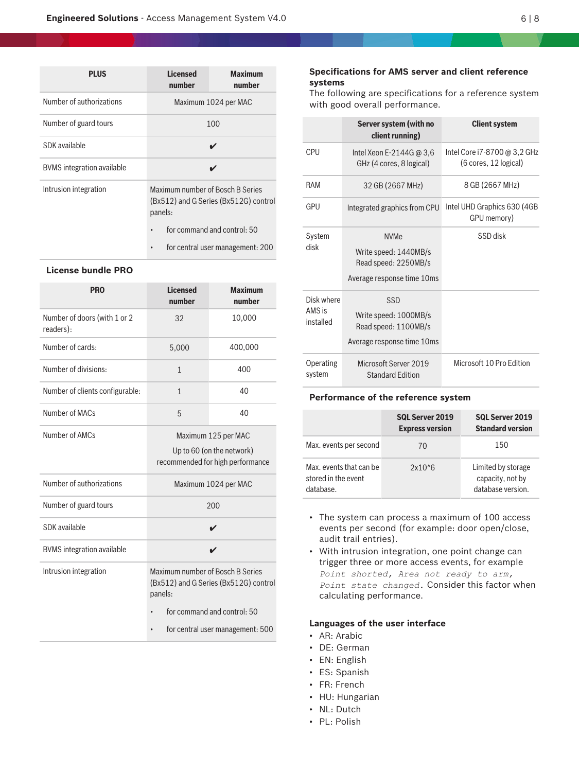| PLUS | Licensed number | Maximum number |
|---|---|---|
| Number of authorizations | Maximum 1024 per MAC | |
| Number of guard tours | 100 | |
| SDK available | ✔ | |
| BVMS integration available | ✔ | |
| Intrusion integration | Maximum number of Bosch B Series (Bx512) and G Series (Bx512G) control panels:<br>• for command and control: 50<br>• for central user management: 200 | |

### License bundle PRO

| PRO | Licensed number | Maximum number |
|---|---|---|
| Number of doors (with 1 or 2 readers): | 32 | 10,000 |
| Number of cards: | 5,000 | 400,000 |
| Number of divisions: | 1 | 400 |
| Number of clients configurable: | 1 | 40 |
| Number of MACs | 5 | 40 |
| Number of AMCs | Maximum 125 per MAC<br>Up to 60 (on the network) recommended for high performance | |
| Number of authorizations | Maximum 1024 per MAC | |
| Number of guard tours | 200 | |
| SDK available | ✔ | |
| BVMS integration available | ✔ | |
| Intrusion integration | Maximum number of Bosch B Series (Bx512) and G Series (Bx512G) control panels:<br>• for command and control: 50<br>• for central user management: 500 | |

### Specifications for AMS server and client reference systems

The following are specifications for a reference system with good overall performance.

| | Server system (with no client running) | Client system |
|---|---|---|
| CPU | Intel Xeon E-2144G @ 3,6 GHz (4 cores, 8 logical) | Intel Core i7-8700 @ 3,2 GHz (6 cores, 12 logical) |
| RAM | 32 GB (2667 MHz) | 8 GB (2667 MHz) |
| GPU | Integrated graphics from CPU | Intel UHD Graphics 630 (4GB GPU memory) |
| System disk | NVMe<br>Write speed: 1440MB/s<br>Read speed: 2250MB/s<br>Average response time 10ms | SSD disk |
| Disk where AMS is installed | SSD<br>Write speed: 1000MB/s<br>Read speed: 1100MB/s<br>Average response time 10ms | |
| Operating system | Microsoft Server 2019 Standard Edition | Microsoft 10 Pro Edition |

### Performance of the reference system

| | SQL Server 2019 Express version | SQL Server 2019 Standard version |
|---|---|---|
| Max. events per second | 70 | 150 |
| Max. events that can be stored in the event database. | 2x10^6 | Limited by storage capacity, not by database version. |

- The system can process a maximum of 100 access events per second (for example: door open/close, audit trail entries).
- With intrusion integration, one point change can trigger three or more access events, for example `Point shorted`, `Area not ready to arm`, `Point state changed`. Consider this factor when calculating performance.

### Languages of the user interface

- AR: Arabic
- DE: German
- EN: English
- ES: Spanish
- FR: French
- HU: Hungarian
- NL: Dutch
- PL: Polish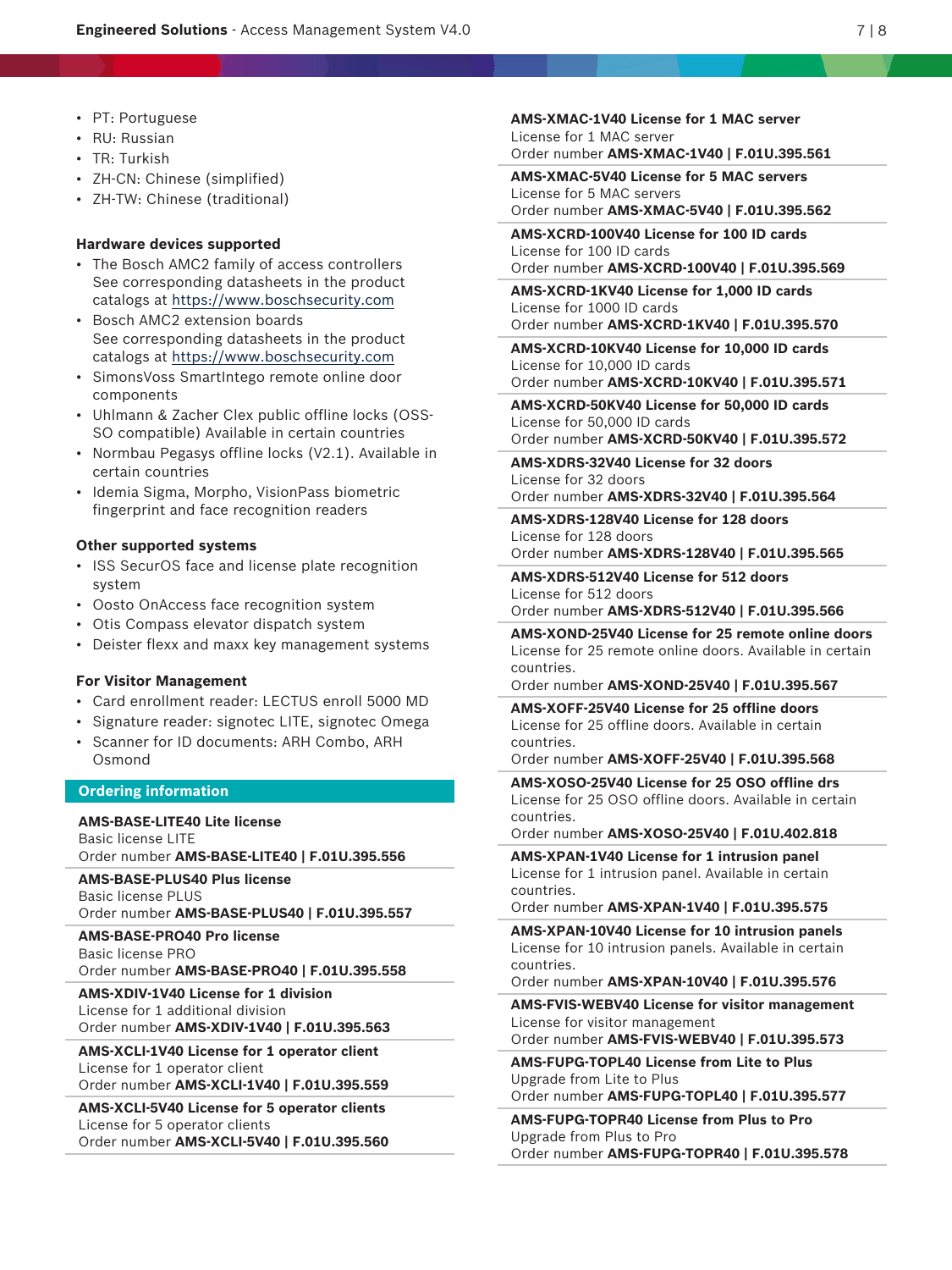- PT: Portuguese
- RU: Russian
- TR: Turkish
- ZH-CN: Chinese (simplified)
- ZH-TW: Chinese (traditional)

### Hardware devices supported

- The Bosch AMC2 family of access controllers
  See corresponding datasheets in the product catalogs at https://www.boschsecurity.com
- Bosch AMC2 extension boards
  See corresponding datasheets in the product catalogs at https://www.boschsecurity.com
- SimonsVoss SmartIntego remote online door components
- Uhlmann & Zacher Clex public offline locks (OSS-SO compatible) Available in certain countries
- Normbau Pegasys offline locks (V2.1). Available in certain countries
- Idemia Sigma, Morpho, VisionPass biometric fingerprint and face recognition readers

### Other supported systems

- ISS SecurOS face and license plate recognition system
- Oosto OnAccess face recognition system
- Otis Compass elevator dispatch system
- Deister flexx and maxx key management systems

### For Visitor Management

- Card enrollment reader: LECTUS enroll 5000 MD
- Signature reader: signotec LITE, signotec Omega
- Scanner for ID documents: ARH Combo, ARH Osmond

## Ordering information

**AMS-BASE-LITE40 Lite license**
Basic license LITE
Order number **AMS-BASE-LITE40 | F.01U.395.556**

**AMS-BASE-PLUS40 Plus license**
Basic license PLUS
Order number **AMS-BASE-PLUS40 | F.01U.395.557**

**AMS-BASE-PRO40 Pro license**
Basic license PRO
Order number **AMS-BASE-PRO40 | F.01U.395.558**

**AMS-XDIV-1V40 License for 1 division**
License for 1 additional division
Order number **AMS-XDIV-1V40 | F.01U.395.563**

**AMS-XCLI-1V40 License for 1 operator client**
License for 1 operator client
Order number **AMS-XCLI-1V40 | F.01U.395.559**

**AMS-XCLI-5V40 License for 5 operator clients**
License for 5 operator clients
Order number **AMS-XCLI-5V40 | F.01U.395.560**

**AMS-XMAC-1V40 License for 1 MAC server**
License for 1 MAC server
Order number **AMS-XMAC-1V40 | F.01U.395.561**

**AMS-XMAC-5V40 License for 5 MAC servers**
License for 5 MAC servers
Order number **AMS-XMAC-5V40 | F.01U.395.562**

**AMS-XCRD-100V40 License for 100 ID cards**
License for 100 ID cards
Order number **AMS-XCRD-100V40 | F.01U.395.569**

**AMS-XCRD-1KV40 License for 1,000 ID cards**
License for 1000 ID cards
Order number **AMS-XCRD-1KV40 | F.01U.395.570**

**AMS-XCRD-10KV40 License for 10,000 ID cards**
License for 10,000 ID cards
Order number **AMS-XCRD-10KV40 | F.01U.395.571**

**AMS-XCRD-50KV40 License for 50,000 ID cards**
License for 50,000 ID cards
Order number **AMS-XCRD-50KV40 | F.01U.395.572**

**AMS-XDRS-32V40 License for 32 doors**
License for 32 doors
Order number **AMS-XDRS-32V40 | F.01U.395.564**

**AMS-XDRS-128V40 License for 128 doors**
License for 128 doors
Order number **AMS-XDRS-128V40 | F.01U.395.565**

**AMS-XDRS-512V40 License for 512 doors**
License for 512 doors
Order number **AMS-XDRS-512V40 | F.01U.395.566**

**AMS-XOND-25V40 License for 25 remote online doors**
License for 25 remote online doors. Available in certain countries.
Order number **AMS-XOND-25V40 | F.01U.395.567**

**AMS-XOFF-25V40 License for 25 offline doors**
License for 25 offline doors. Available in certain countries.
Order number **AMS-XOFF-25V40 | F.01U.395.568**

**AMS-XOSO-25V40 License for 25 OSO offline drs**
License for 25 OSO offline doors. Available in certain countries.
Order number **AMS-XOSO-25V40 | F.01U.402.818**

**AMS-XPAN-1V40 License for 1 intrusion panel**
License for 1 intrusion panel. Available in certain countries.
Order number **AMS-XPAN-1V40 | F.01U.395.575**

**AMS-XPAN-10V40 License for 10 intrusion panels**
License for 10 intrusion panels. Available in certain countries.
Order number **AMS-XPAN-10V40 | F.01U.395.576**

**AMS-FVIS-WEBV40 License for visitor management**
License for visitor management
Order number **AMS-FVIS-WEBV40 | F.01U.395.573**

**AMS-FUPG-TOPL40 License from Lite to Plus**
Upgrade from Lite to Plus
Order number **AMS-FUPG-TOPL40 | F.01U.395.577**

**AMS-FUPG-TOPR40 License from Plus to Pro**
Upgrade from Plus to Pro
Order number **AMS-FUPG-TOPR40 | F.01U.395.578**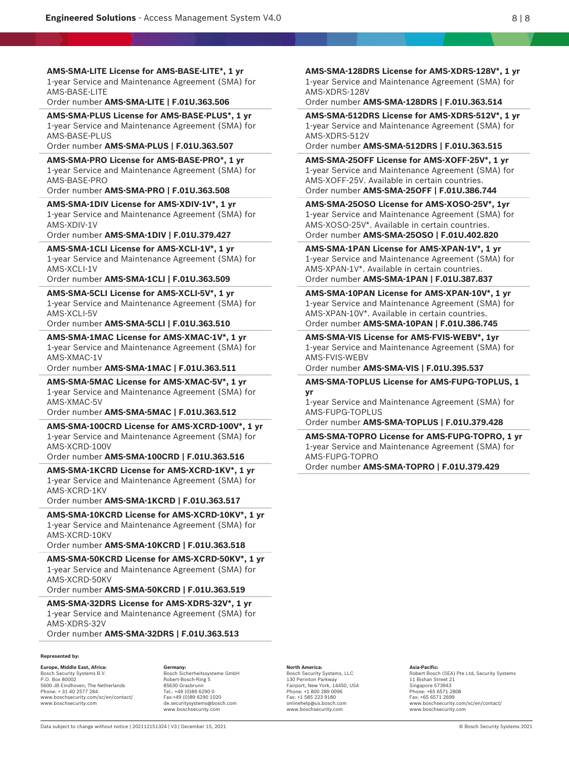**AMS-SMA-LITE License for AMS-BASE-LITE*, 1 yr**
1-year Service and Maintenance Agreement (SMA) for AMS-BASE-LITE
Order number **AMS-SMA-LITE | F.01U.363.506**

**AMS-SMA-PLUS License for AMS-BASE-PLUS*, 1 yr**
1-year Service and Maintenance Agreement (SMA) for AMS-BASE-PLUS
Order number **AMS-SMA-PLUS | F.01U.363.507**

**AMS-SMA-PRO License for AMS-BASE-PRO*, 1 yr**
1-year Service and Maintenance Agreement (SMA) for AMS-BASE-PRO
Order number **AMS-SMA-PRO | F.01U.363.508**

**AMS-SMA-1DIV License for AMS-XDIV-1V*, 1 yr**
1-year Service and Maintenance Agreement (SMA) for AMS-XDIV-1V
Order number **AMS-SMA-1DIV | F.01U.379.427**

**AMS-SMA-1CLI License for AMS-XCLI-1V*, 1 yr**
1-year Service and Maintenance Agreement (SMA) for AMS-XCLI-1V
Order number **AMS-SMA-1CLI | F.01U.363.509**

**AMS-SMA-5CLI License for AMS-XCLI-5V*, 1 yr**
1-year Service and Maintenance Agreement (SMA) for AMS-XCLI-5V
Order number **AMS-SMA-5CLI | F.01U.363.510**

**AMS-SMA-1MAC License for AMS-XMAC-1V*, 1 yr**
1-year Service and Maintenance Agreement (SMA) for AMS-XMAC-1V
Order number **AMS-SMA-1MAC | F.01U.363.511**

**AMS-SMA-5MAC License for AMS-XMAC-5V*, 1 yr**
1-year Service and Maintenance Agreement (SMA) for AMS-XMAC-5V
Order number **AMS-SMA-5MAC | F.01U.363.512**

**AMS-SMA-100CRD License for AMS-XCRD-100V*, 1 yr**
1-year Service and Maintenance Agreement (SMA) for AMS-XCRD-100V
Order number **AMS-SMA-100CRD | F.01U.363.516**

**AMS-SMA-1KCRD License for AMS-XCRD-1KV*, 1 yr**
1-year Service and Maintenance Agreement (SMA) for AMS-XCRD-1KV
Order number **AMS-SMA-1KCRD | F.01U.363.517**

**AMS-SMA-10KCRD License for AMS-XCRD-10KV*, 1 yr**
1-year Service and Maintenance Agreement (SMA) for AMS-XCRD-10KV
Order number **AMS-SMA-10KCRD | F.01U.363.518**

**AMS-SMA-50KCRD License for AMS-XCRD-50KV*, 1 yr**
1-year Service and Maintenance Agreement (SMA) for AMS-XCRD-50KV
Order number **AMS-SMA-50KCRD | F.01U.363.519**

**AMS-SMA-32DRS License for AMS-XDRS-32V*, 1 yr**
1-year Service and Maintenance Agreement (SMA) for AMS-XDRS-32V
Order number **AMS-SMA-32DRS | F.01U.363.513**

**AMS-SMA-128DRS License for AMS-XDRS-128V*, 1 yr**
1-year Service and Maintenance Agreement (SMA) for AMS-XDRS-128V
Order number **AMS-SMA-128DRS | F.01U.363.514**

**AMS-SMA-512DRS License for AMS-XDRS-512V*, 1 yr**
1-year Service and Maintenance Agreement (SMA) for AMS-XDRS-512V
Order number **AMS-SMA-512DRS | F.01U.363.515**

**AMS-SMA-25OFF License for AMS-XOFF-25V*, 1 yr**
1-year Service and Maintenance Agreement (SMA) for AMS-XOFF-25V. Available in certain countries.
Order number **AMS-SMA-25OFF | F.01U.386.744**

**AMS-SMA-25OSO License for AMS-XOSO-25V*, 1yr**
1-year Service and Maintenance Agreement (SMA) for AMS-XOSO-25V*. Available in certain countries.
Order number **AMS-SMA-25OSO | F.01U.402.820**

**AMS-SMA-1PAN License for AMS-XPAN-1V*, 1 yr**
1-year Service and Maintenance Agreement (SMA) for AMS-XPAN-1V*. Available in certain countries.
Order number **AMS-SMA-1PAN | F.01U.387.837**

**AMS-SMA-10PAN License for AMS-XPAN-10V*, 1 yr**
1-year Service and Maintenance Agreement (SMA) for AMS-XPAN-10V*. Available in certain countries.
Order number **AMS-SMA-10PAN | F.01U.386.745**

**AMS-SMA-VIS License for AMS-FVIS-WEBV*, 1yr**
1-year Service and Maintenance Agreement (SMA) for AMS-FVIS-WEBV
Order number **AMS-SMA-VIS | F.01U.395.537**

**AMS-SMA-TOPLUS License for AMS-FUPG-TOPLUS, 1 yr**
1-year Service and Maintenance Agreement (SMA) for AMS-FUPG-TOPLUS
Order number **AMS-SMA-TOPLUS | F.01U.379.428**

**AMS-SMA-TOPRO License for AMS-FUPG-TOPRO, 1 yr**
1-year Service and Maintenance Agreement (SMA) for AMS-FUPG-TOPRO
Order number **AMS-SMA-TOPRO | F.01U.379.429**

**Represented by:**

**Europe, Middle East, Africa:**
Bosch Security Systems B.V.
P.O. Box 80002
5600 JB Eindhoven, The Netherlands
Phone: + 31 40 2577 284
www.boschsecurity.com/xc/en/contact/
www.boschsecurity.com

**Germany:**
Bosch Sicherheitssysteme GmbH
Robert-Bosch-Ring 5
85630 Grasbrunn
Tel.: +49 (0)89 6290 0
Fax:+49 (0)89 6290 1020
de.securitysystems@bosch.com
www.boschsecurity.com

**North America:**
Bosch Security Systems, LLC
130 Perinton Parkway
Fairport, New York, 14450, USA
Phone: +1 800 289 0096
Fax: +1 585 223 9180
onlinehelp@us.bosch.com
www.boschsecurity.com

**Asia-Pacific:**
Robert Bosch (SEA) Pte Ltd, Security Systems
11 Bishan Street 21
Singapore 573943
Phone: +65 6571 2808
Fax: +65 6571 2699
www.boschsecurity.com/xc/en/contact/
www.boschsecurity.com

Data subject to change without notice | 202112151324 | V3 | December 15, 2021

© Bosch Security Systems 2021